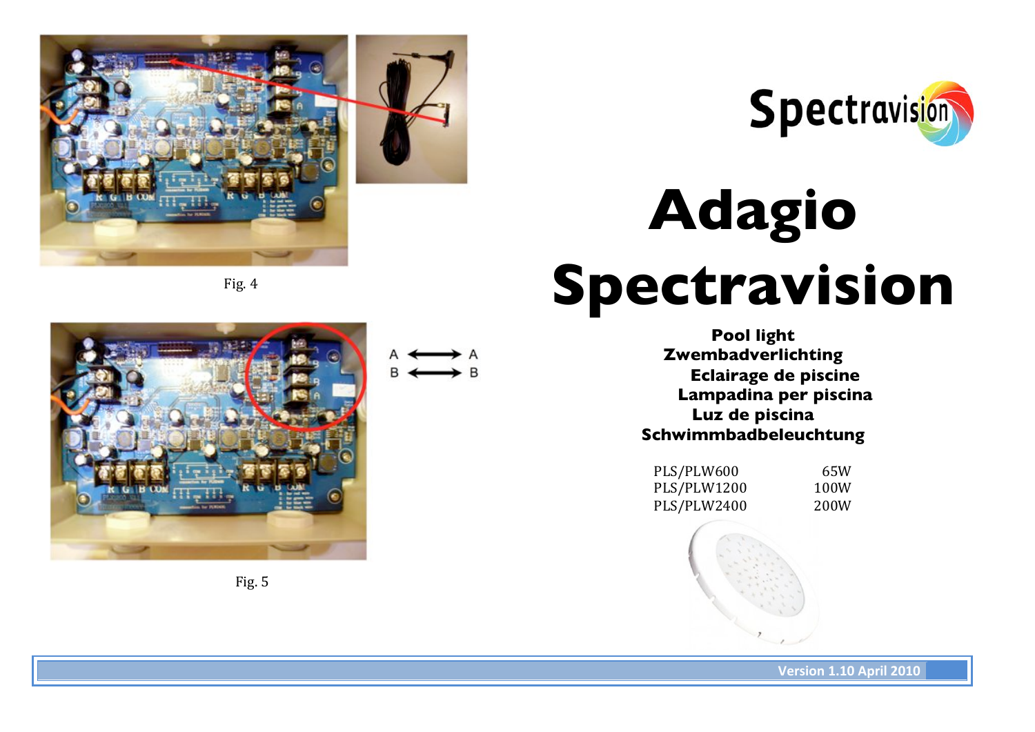Fig. 4

A ⟷ A
B ⟷ B

Fig. 5

# Adagio Spectravision

**Pool light**
**Zwembadverlichting**
**Eclairage de piscine**
**Lampadina per piscina**
**Luz de piscina**
**Schwimmbadbeleuchtung**

| | |
|---|---|
| PLS/PLW600 | 65W |
| PLS/PLW1200 | 100W |
| PLS/PLW2400 | 200W |

Version 1.10 April 2010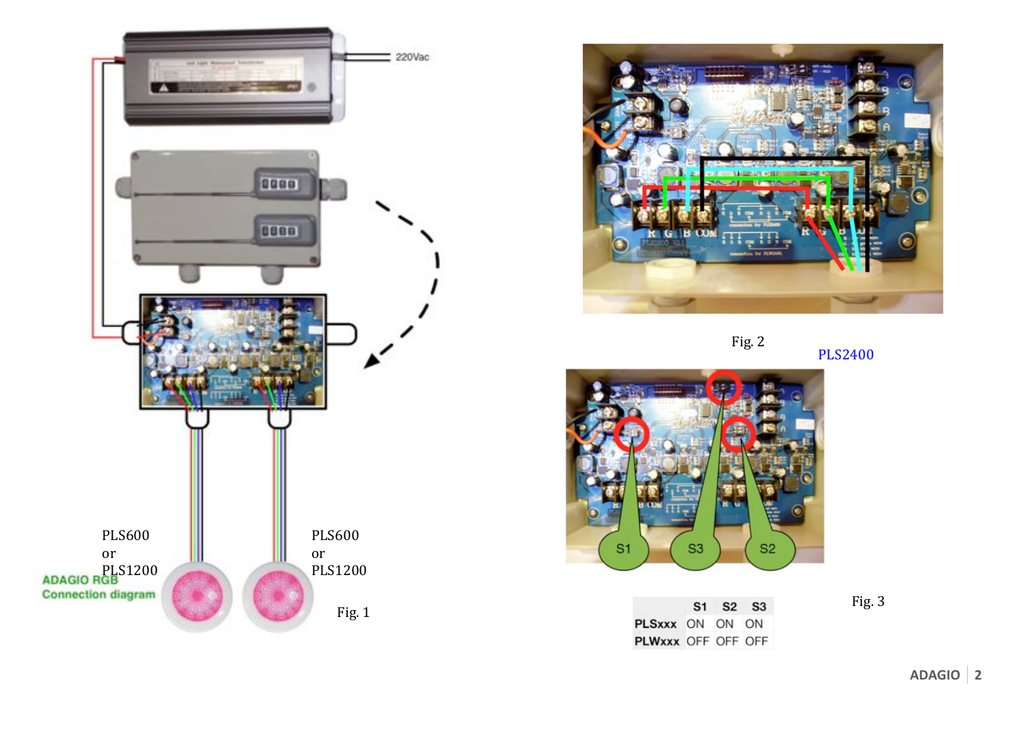PLS600
or
PLS1200

PLS600
or
PLS1200

ADAGIO RGB
Connection diagram

Fig. 1

Fig. 2

PLS2400

Fig. 3

| | S1 | S2 | S3 |
|---|---|---|---|
| **PLSxxx** | ON | ON | ON |
| **PLWxxx** | OFF | OFF | OFF |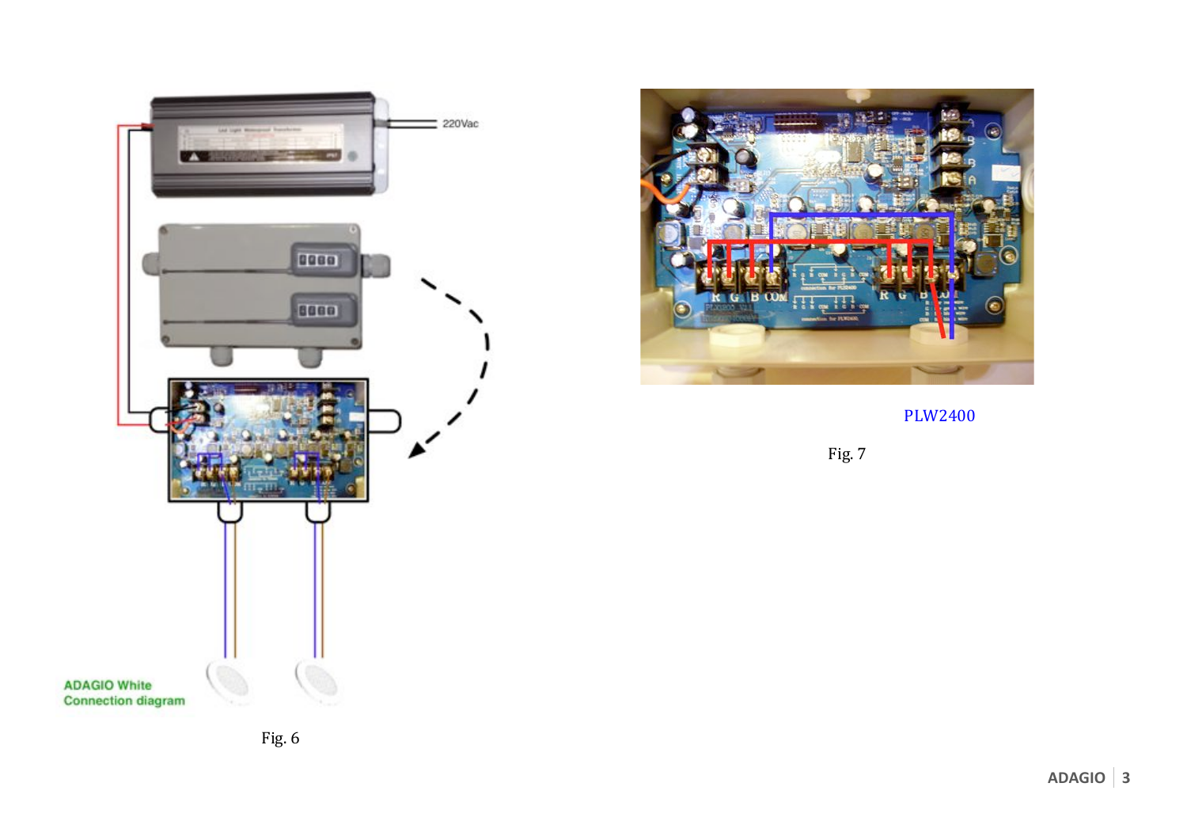220Vac

ADAGIO White
Connection diagram

Fig. 6

PLW2400

Fig. 7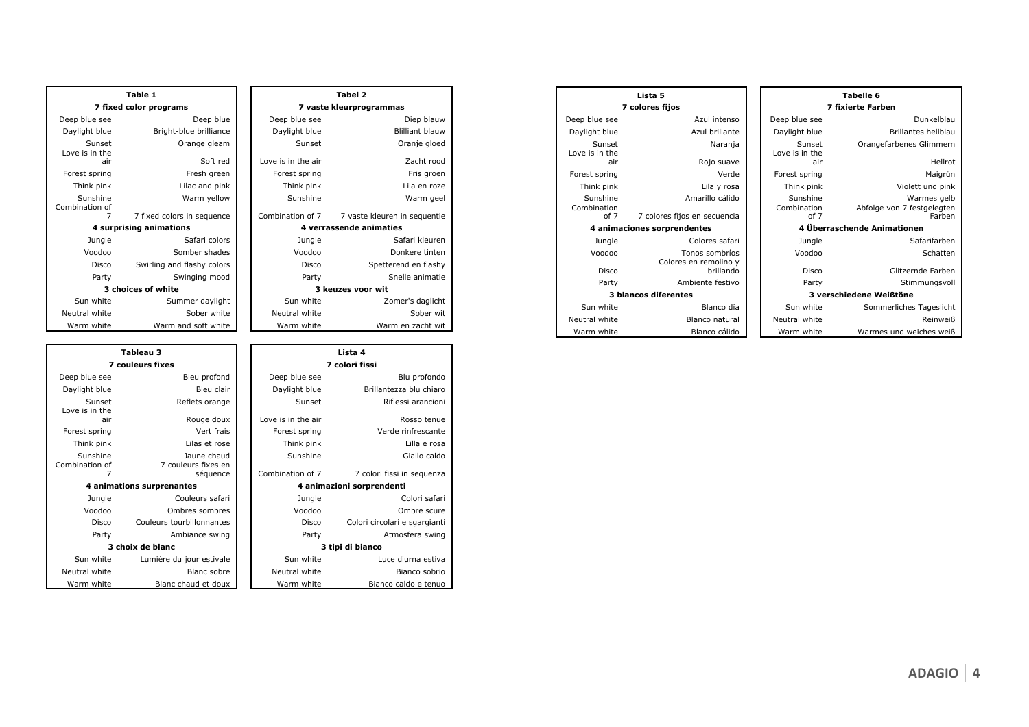| Table 1 | |
|---|---|
| **7 fixed color programs** | |
| Deep blue see | Deep blue |
| Daylight blue | Bright-blue brilliance |
| Sunset | Orange gleam |
| Love is in the air | Soft red |
| Forest spring | Fresh green |
| Think pink | Lilac and pink |
| Sunshine | Warm yellow |
| Combination of 7 | 7 fixed colors in sequence |
| **4 surprising animations** | |
| Jungle | Safari colors |
| Voodoo | Somber shades |
| Disco | Swirling and flashy colors |
| Party | Swinging mood |
| **3 choices of white** | |
| Sun white | Summer daylight |
| Neutral white | Sober white |
| Warm white | Warm and soft white |

| Tabel 2 | |
|---|---|
| **7 vaste kleurprogrammas** | |
| Deep blue see | Diep blauw |
| Daylight blue | Blilliant blauw |
| Sunset | Oranje gloed |
| Love is in the air | Zacht rood |
| Forest spring | Fris groen |
| Think pink | Lila en roze |
| Sunshine | Warm geel |
| Combination of 7 | 7 vaste kleuren in sequentie |
| **4 verrassende animaties** | |
| Jungle | Safari kleuren |
| Voodoo | Donkere tinten |
| Disco | Spetterend en flashy |
| Party | Snelle animatie |
| **3 keuzes voor wit** | |
| Sun white | Zomer's daglicht |
| Neutral white | Sober wit |
| Warm white | Warm en zacht wit |

| Tableau 3 | |
|---|---|
| **7 couleurs fixes** | |
| Deep blue see | Bleu profond |
| Daylight blue | Bleu clair |
| Sunset | Reflets orange |
| Love is in the air | Rouge doux |
| Forest spring | Vert frais |
| Think pink | Lilas et rose |
| Sunshine | Jaune chaud |
| Combination of 7 | 7 couleurs fixes en séquence |
| **4 animations surprenantes** | |
| Jungle | Couleurs safari |
| Voodoo | Ombres sombres |
| Disco | Couleurs tourbillonnantes |
| Party | Ambiance swing |
| **3 choix de blanc** | |
| Sun white | Lumière du jour estivale |
| Neutral white | Blanc sobre |
| Warm white | Blanc chaud et doux |

| Lista 4 | |
|---|---|
| **7 colori fissi** | |
| Deep blue see | Blu profondo |
| Daylight blue | Brillantezza blu chiaro |
| Sunset | Riflessi arancioni |
| Love is in the air | Rosso tenue |
| Forest spring | Verde rinfrescante |
| Think pink | Lilla e rosa |
| Sunshine | Giallo caldo |
| Combination of 7 | 7 colori fissi in sequenza |
| **4 animazioni sorprendenti** | |
| Jungle | Colori safari |
| Voodoo | Ombre scure |
| Disco | Colori circolari e sgargianti |
| Party | Atmosfera swing |
| **3 tipi di bianco** | |
| Sun white | Luce diurna estiva |
| Neutral white | Bianco sobrio |
| Warm white | Bianco caldo e tenuo |

| Lista 5 | |
|---|---|
| **7 colores fijos** | |
| Deep blue see | Azul intenso |
| Daylight blue | Azul brillante |
| Sunset | Naranja |
| Love is in the air | Rojo suave |
| Forest spring | Verde |
| Think pink | Lila y rosa |
| Sunshine | Amarillo cálido |
| Combination of 7 | 7 colores fijos en secuencia |
| **4 animaciones sorprendentes** | |
| Jungle | Colores safari |
| Voodoo | Tonos sombríos |
| Disco | Colores en remolino y brillando |
| Party | Ambiente festivo |
| **3 blancos diferentes** | |
| Sun white | Blanco día |
| Neutral white | Blanco natural |
| Warm white | Blanco cálido |

| Tabelle 6 | |
|---|---|
| **7 fixierte Farben** | |
| Deep blue see | Dunkelblau |
| Daylight blue | Brillantes hellblau |
| Sunset | Orangefarbenes Glimmern |
| Love is in the air | Hellrot |
| Forest spring | Maigrün |
| Think pink | Violett und pink |
| Sunshine | Warmes gelb |
| Combination of 7 | Abfolge von 7 festgelegten Farben |
| **4 Überraschende Animationen** | |
| Jungle | Safarifarben |
| Voodoo | Schatten |
| Disco | Glitzernde Farben |
| Party | Stimmungsvoll |
| **3 verschiedene Weißtöne** | |
| Sun white | Sommerliches Tageslicht |
| Neutral white | Reinweiß |
| Warm white | Warmes und weiches weiß |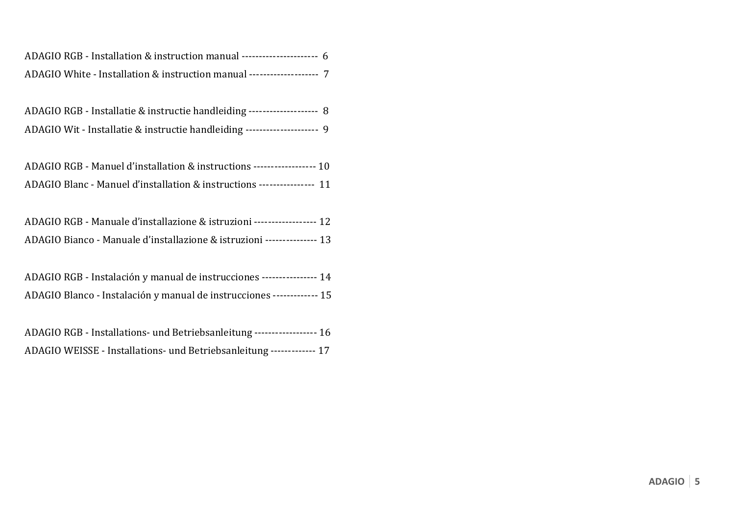ADAGIO RGB - Installation & instruction manual ---------------------- 6

ADAGIO White - Installation & instruction manual -------------------- 7

ADAGIO RGB - Installatie & instructie handleiding -------------------- 8

ADAGIO Wit - Installatie & instructie handleiding --------------------- 9

ADAGIO RGB - Manuel d'installation & instructions ------------------ 10

ADAGIO Blanc - Manuel d'installation & instructions ---------------- 11

ADAGIO RGB - Manuale d'installazione & istruzioni ------------------ 12

ADAGIO Bianco - Manuale d'installazione & istruzioni --------------- 13

ADAGIO RGB - Instalación y manual de instrucciones ---------------- 14

ADAGIO Blanco - Instalación y manual de instrucciones ------------- 15

ADAGIO RGB - Installations- und Betriebsanleitung ------------------ 16

ADAGIO WEISSE - Installations- und Betriebsanleitung ------------- 17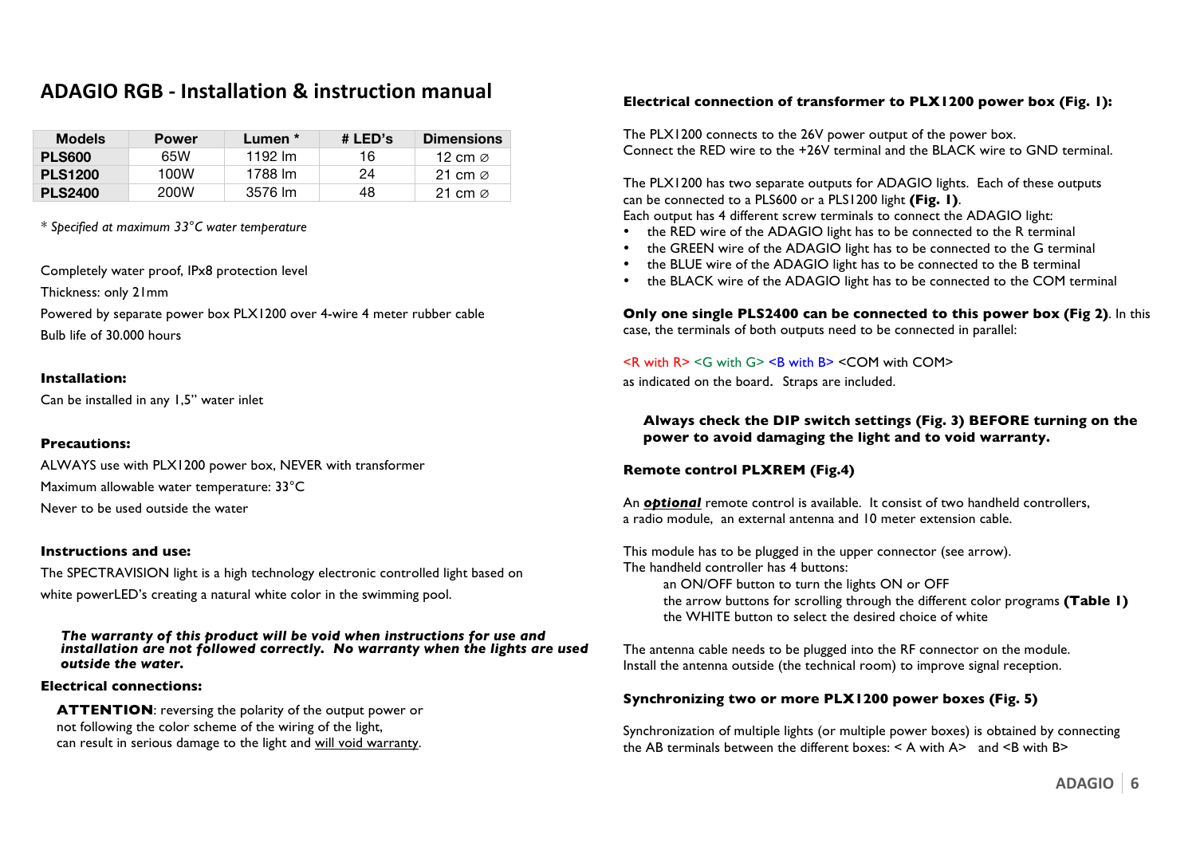# ADAGIO RGB - Installation & instruction manual

| Models | Power | Lumen * | # LED's | Dimensions |
|---|---|---|---|---|
| **PLS600** | 65W | 1192 lm | 16 | 12 cm ∅ |
| **PLS1200** | 100W | 1788 lm | 24 | 21 cm ∅ |
| **PLS2400** | 200W | 3576 lm | 48 | 21 cm ∅ |

* *Specified at maximum 33°C water temperature*

Completely water proof, IPx8 protection level

Thickness: only 21mm

Powered by separate power box PLX1200 over 4-wire 4 meter rubber cable

Bulb life of 30.000 hours

**Installation:**

Can be installed in any 1,5" water inlet

**Precautions:**

ALWAYS use with PLX1200 power box, NEVER with transformer

Maximum allowable water temperature: 33°C

Never to be used outside the water

**Instructions and use:**

The SPECTRAVISION light is a high technology electronic controlled light based on white powerLED's creating a natural white color in the swimming pool.

***The warranty of this product will be void when instructions for use and installation are not followed correctly. No warranty when the lights are used outside the water.***

**Electrical connections:**

**ATTENTION**: reversing the polarity of the output power or not following the color scheme of the wiring of the light, can result in serious damage to the light and will void warranty.

**Electrical connection of transformer to PLX1200 power box (Fig. 1):**

The PLX1200 connects to the 26V power output of the power box.
Connect the RED wire to the +26V terminal and the BLACK wire to GND terminal.

The PLX1200 has two separate outputs for ADAGIO lights. Each of these outputs can be connected to a PLS600 or a PLS1200 light **(Fig. 1)**.
Each output has 4 different screw terminals to connect the ADAGIO light:

- the RED wire of the ADAGIO light has to be connected to the R terminal
- the GREEN wire of the ADAGIO light has to be connected to the G terminal
- the BLUE wire of the ADAGIO light has to be connected to the B terminal
- the BLACK wire of the ADAGIO light has to be connected to the COM terminal

**Only one single PLS2400 can be connected to this power box (Fig 2)**. In this case, the terminals of both outputs need to be connected in parallel:

<R with R> <G with G> <B with B> <COM with COM>
as indicated on the board. Straps are included.

**Always check the DIP switch settings (Fig. 3) BEFORE turning on the power to avoid damaging the light and to void warranty.**

**Remote control PLXREM (Fig.4)**

An ***optional*** remote control is available. It consist of two handheld controllers, a radio module, an external antenna and 10 meter extension cable.

This module has to be plugged in the upper connector (see arrow).
The handheld controller has 4 buttons:

an ON/OFF button to turn the lights ON or OFF
the arrow buttons for scrolling through the different color programs **(Table 1)**
the WHITE button to select the desired choice of white

The antenna cable needs to be plugged into the RF connector on the module.
Install the antenna outside (the technical room) to improve signal reception.

**Synchronizing two or more PLX1200 power boxes (Fig. 5)**

Synchronization of multiple lights (or multiple power boxes) is obtained by connecting the AB terminals between the different boxes: < A with A> and <B with B>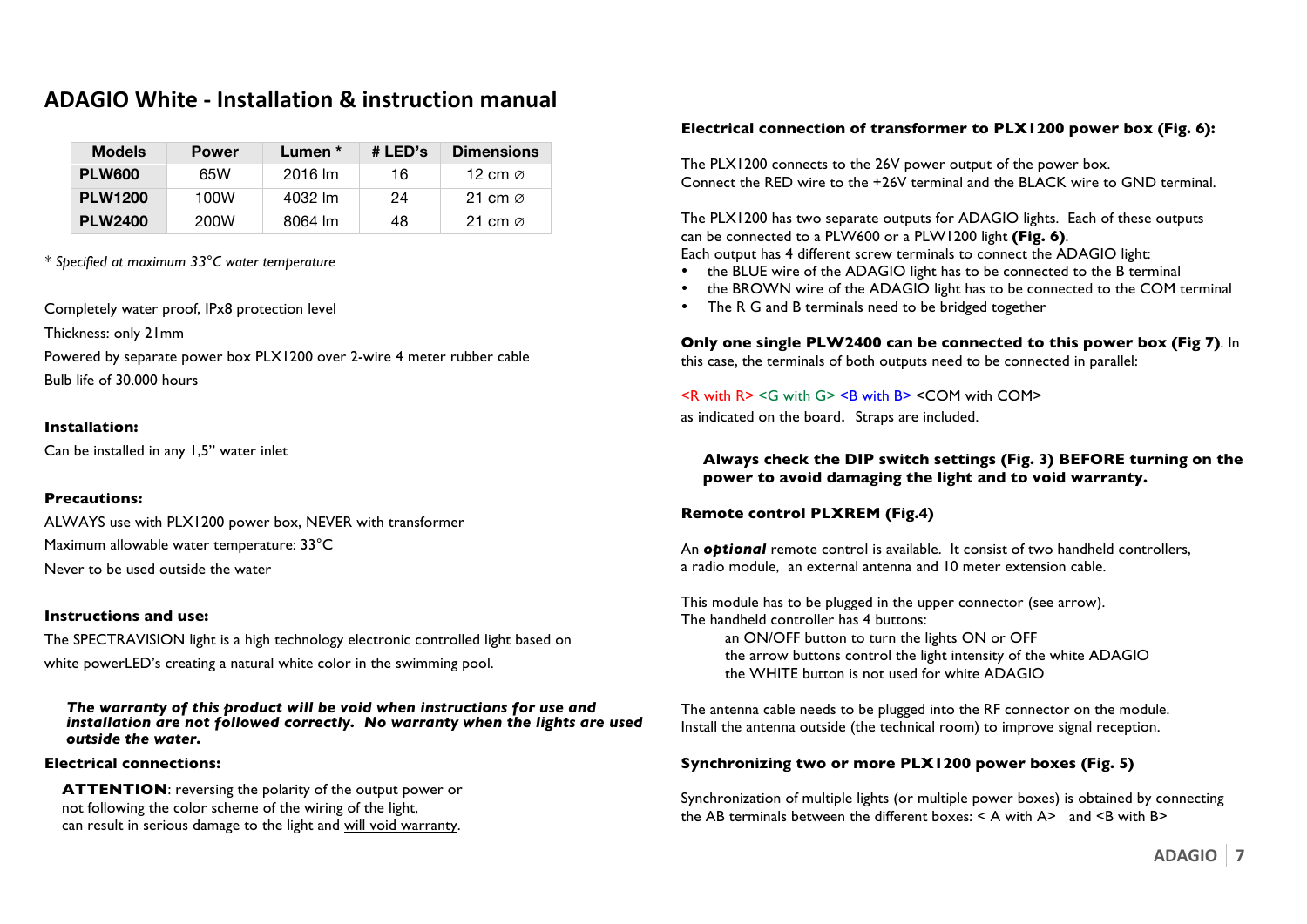# ADAGIO White - Installation & instruction manual

| Models | Power | Lumen * | # LED's | Dimensions |
|---|---|---|---|---|
| **PLW600** | 65W | 2016 lm | 16 | 12 cm ⌀ |
| **PLW1200** | 100W | 4032 lm | 24 | 21 cm ⌀ |
| **PLW2400** | 200W | 8064 lm | 48 | 21 cm ⌀ |

*\* Specified at maximum 33°C water temperature*

Completely water proof, IPx8 protection level

Thickness: only 21mm

Powered by separate power box PLX1200 over 2-wire 4 meter rubber cable

Bulb life of 30.000 hours

**Installation:**

Can be installed in any 1,5" water inlet

**Precautions:**

ALWAYS use with PLX1200 power box, NEVER with transformer

Maximum allowable water temperature: 33°C

Never to be used outside the water

**Instructions and use:**

The SPECTRAVISION light is a high technology electronic controlled light based on white powerLED's creating a natural white color in the swimming pool.

***The warranty of this product will be void when instructions for use and installation are not followed correctly. No warranty when the lights are used outside the water.***

**Electrical connections:**

**ATTENTION**: reversing the polarity of the output power or not following the color scheme of the wiring of the light, can result in serious damage to the light and <u>will void warranty</u>.

**Electrical connection of transformer to PLX1200 power box (Fig. 6):**

The PLX1200 connects to the 26V power output of the power box.
Connect the RED wire to the +26V terminal and the BLACK wire to GND terminal.

The PLX1200 has two separate outputs for ADAGIO lights. Each of these outputs can be connected to a PLW600 or a PLW1200 light **(Fig. 6)**.
Each output has 4 different screw terminals to connect the ADAGIO light:

- the BLUE wire of the ADAGIO light has to be connected to the B terminal
- the BROWN wire of the ADAGIO light has to be connected to the COM terminal
- <u>The R G and B terminals need to be bridged together</u>

**Only one single PLW2400 can be connected to this power box (Fig 7)**. In this case, the terminals of both outputs need to be connected in parallel:

<R with R> <G with G> <B with B> <COM with COM>
as indicated on the board. Straps are included.

**Always check the DIP switch settings (Fig. 3) BEFORE turning on the power to avoid damaging the light and to void warranty.**

**Remote control PLXREM (Fig.4)**

An <u>***optional***</u> remote control is available. It consist of two handheld controllers, a radio module, an external antenna and 10 meter extension cable.

This module has to be plugged in the upper connector (see arrow).
The handheld controller has 4 buttons:

an ON/OFF button to turn the lights ON or OFF
the arrow buttons control the light intensity of the white ADAGIO
the WHITE button is not used for white ADAGIO

The antenna cable needs to be plugged into the RF connector on the module.
Install the antenna outside (the technical room) to improve signal reception.

**Synchronizing two or more PLX1200 power boxes (Fig. 5)**

Synchronization of multiple lights (or multiple power boxes) is obtained by connecting the AB terminals between the different boxes: < A with A> and <B with B>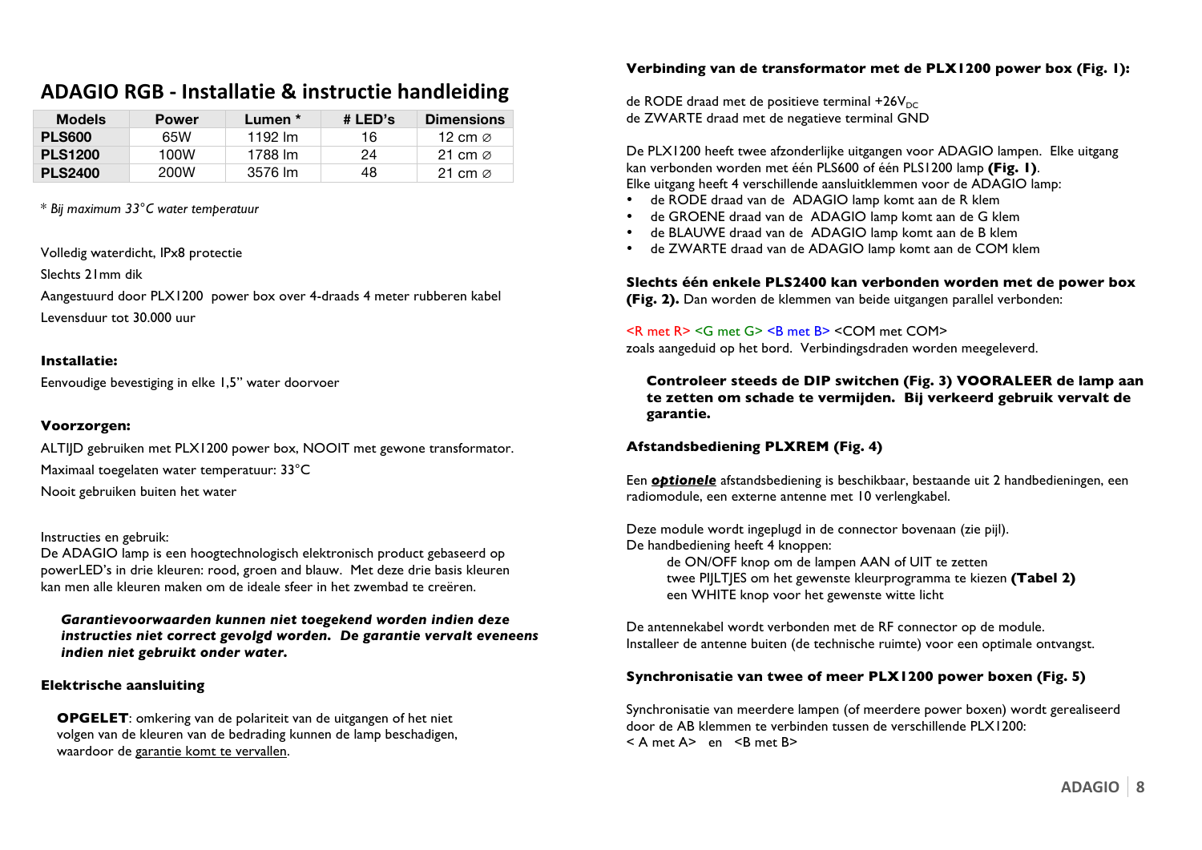## ADAGIO RGB - Installatie & instructie handleiding

| Models | Power | Lumen * | # LED's | Dimensions |
|---|---|---|---|---|
| **PLS600** | 65W | 1192 lm | 16 | 12 cm ⌀ |
| **PLS1200** | 100W | 1788 lm | 24 | 21 cm ⌀ |
| **PLS2400** | 200W | 3576 lm | 48 | 21 cm ⌀ |

* *Bij maximum 33°C water temperatuur*

Volledig waterdicht, IPx8 protectie

Slechts 21mm dik

Aangestuurd door PLX1200 power box over 4-draads 4 meter rubberen kabel

Levensduur tot 30.000 uur

**Installatie:**

Eenvoudige bevestiging in elke 1,5" water doorvoer

**Voorzorgen:**

ALTIJD gebruiken met PLX1200 power box, NOOIT met gewone transformator.

Maximaal toegelaten water temperatuur: 33°C

Nooit gebruiken buiten het water

Instructies en gebruik:
De ADAGIO lamp is een hoogtechnologisch elektronisch product gebaseerd op powerLED's in drie kleuren: rood, groen and blauw. Met deze drie basis kleuren kan men alle kleuren maken om de ideale sfeer in het zwembad te creëren.

***Garantievoorwaarden kunnen niet toegekend worden indien deze instructies niet correct gevolgd worden. De garantie vervalt eveneens indien niet gebruikt onder water.***

**Elektrische aansluiting**

**OPGELET**: omkering van de polariteit van de uitgangen of het niet volgen van de kleuren van de bedrading kunnen de lamp beschadigen, waardoor de garantie komt te vervallen.

**Verbinding van de transformator met de PLX1200 power box (Fig. 1):**

de RODE draad met de positieve terminal $+26V_{DC}$
de ZWARTE draad met de negatieve terminal GND

De PLX1200 heeft twee afzonderlijke uitgangen voor ADAGIO lampen. Elke uitgang kan verbonden worden met één PLS600 of één PLS1200 lamp **(Fig. 1)**.
Elke uitgang heeft 4 verschillende aansluitklemmen voor de ADAGIO lamp:

- de RODE draad van de ADAGIO lamp komt aan de R klem
- de GROENE draad van de ADAGIO lamp komt aan de G klem
- de BLAUWE draad van de ADAGIO lamp komt aan de B klem
- de ZWARTE draad van de ADAGIO lamp komt aan de COM klem

**Slechts één enkele PLS2400 kan verbonden worden met de power box (Fig. 2).** Dan worden de klemmen van beide uitgangen parallel verbonden:

<R met R> <G met G> <B met B> <COM met COM>
zoals aangeduid op het bord. Verbindingsdraden worden meegeleverd.

**Controleer steeds de DIP switchen (Fig. 3) VOORALEER de lamp aan te zetten om schade te vermijden. Bij verkeerd gebruik vervalt de garantie.**

**Afstandsbediening PLXREM (Fig. 4)**

Een ***optionele*** afstandsbediening is beschikbaar, bestaande uit 2 handbedieningen, een radiomodule, een externe antenne met 10 verlengkabel.

Deze module wordt ingeplugd in de connector bovenaan (zie pijl).
De handbediening heeft 4 knoppen:

de ON/OFF knop om de lampen AAN of UIT te zetten
twee PIJLTJES om het gewenste kleurprogramma te kiezen **(Tabel 2)**
een WHITE knop voor het gewenste witte licht

De antennekabel wordt verbonden met de RF connector op de module.
Installeer de antenne buiten (de technische ruimte) voor een optimale ontvangst.

**Synchronisatie van twee of meer PLX1200 power boxen (Fig. 5)**

Synchronisatie van meerdere lampen (of meerdere power boxen) wordt gerealiseerd door de AB klemmen te verbinden tussen de verschillende PLX1200:
< A met A> en <B met B>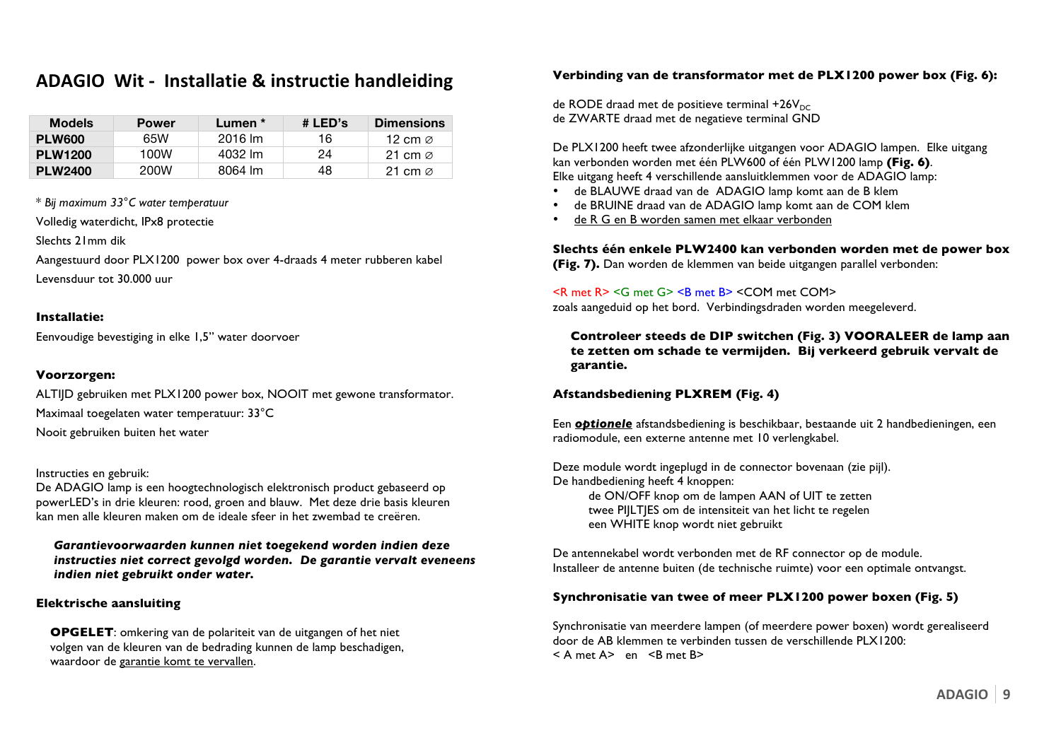# ADAGIO Wit - Installatie & instructie handleiding

| Models | Power | Lumen * | # LED's | Dimensions |
|---|---|---|---|---|
| **PLW600** | 65W | 2016 lm | 16 | 12 cm ⌀ |
| **PLW1200** | 100W | 4032 lm | 24 | 21 cm ⌀ |
| **PLW2400** | 200W | 8064 lm | 48 | 21 cm ⌀ |

* *Bij maximum 33°C water temperatuur*

Volledig waterdicht, IPx8 protectie

Slechts 21mm dik

Aangestuurd door PLX1200 power box over 4-draads 4 meter rubberen kabel

Levensduur tot 30.000 uur

**Installatie:**

Eenvoudige bevestiging in elke 1,5" water doorvoer

**Voorzorgen:**

ALTIJD gebruiken met PLX1200 power box, NOOIT met gewone transformator.

Maximaal toegelaten water temperatuur: 33°C

Nooit gebruiken buiten het water

Instructies en gebruik:
De ADAGIO lamp is een hoogtechnologisch elektronisch product gebaseerd op powerLED's in drie kleuren: rood, groen and blauw. Met deze drie basis kleuren kan men alle kleuren maken om de ideale sfeer in het zwembad te creëren.

> ***Garantievoorwaarden kunnen niet toegekend worden indien deze instructies niet correct gevolgd worden. De garantie vervalt eveneens indien niet gebruikt onder water.***

**Elektrische aansluiting**

> **OPGELET**: omkering van de polariteit van de uitgangen of het niet volgen van de kleuren van de bedrading kunnen de lamp beschadigen, waardoor de garantie komt te vervallen.

**Verbinding van de transformator met de PLX1200 power box (Fig. 6):**

de RODE draad met de positieve terminal $+26V_{DC}$
de ZWARTE draad met de negatieve terminal GND

De PLX1200 heeft twee afzonderlijke uitgangen voor ADAGIO lampen. Elke uitgang kan verbonden worden met één PLW600 of één PLW1200 lamp **(Fig. 6)**.
Elke uitgang heeft 4 verschillende aansluitklemmen voor de ADAGIO lamp:

- de BLAUWE draad van de ADAGIO lamp komt aan de B klem
- de BRUINE draad van de ADAGIO lamp komt aan de COM klem
- de R G en B worden samen met elkaar verbonden

**Slechts één enkele PLW2400 kan verbonden worden met de power box (Fig. 7).** Dan worden de klemmen van beide uitgangen parallel verbonden:

<R met R> <G met G> <B met B> <COM met COM>
zoals aangeduid op het bord. Verbindingsdraden worden meegeleverd.

> **Controleer steeds de DIP switchen (Fig. 3) VOORALEER de lamp aan te zetten om schade te vermijden. Bij verkeerd gebruik vervalt de garantie.**

**Afstandsbediening PLXREM (Fig. 4)**

Een ***optionele*** afstandsbediening is beschikbaar, bestaande uit 2 handbedieningen, een radiomodule, een externe antenne met 10 verlengkabel.

Deze module wordt ingeplugd in de connector bovenaan (zie pijl).
De handbediening heeft 4 knoppen:

  de ON/OFF knop om de lampen AAN of UIT te zetten
  twee PIJLTJES om de intensiteit van het licht te regelen
  een WHITE knop wordt niet gebruikt

De antennekabel wordt verbonden met de RF connector op de module.
Installeer de antenne buiten (de technische ruimte) voor een optimale ontvangst.

**Synchronisatie van twee of meer PLX1200 power boxen (Fig. 5)**

Synchronisatie van meerdere lampen (of meerdere power boxen) wordt gerealiseerd door de AB klemmen te verbinden tussen de verschillende PLX1200:
< A met A> en <B met B>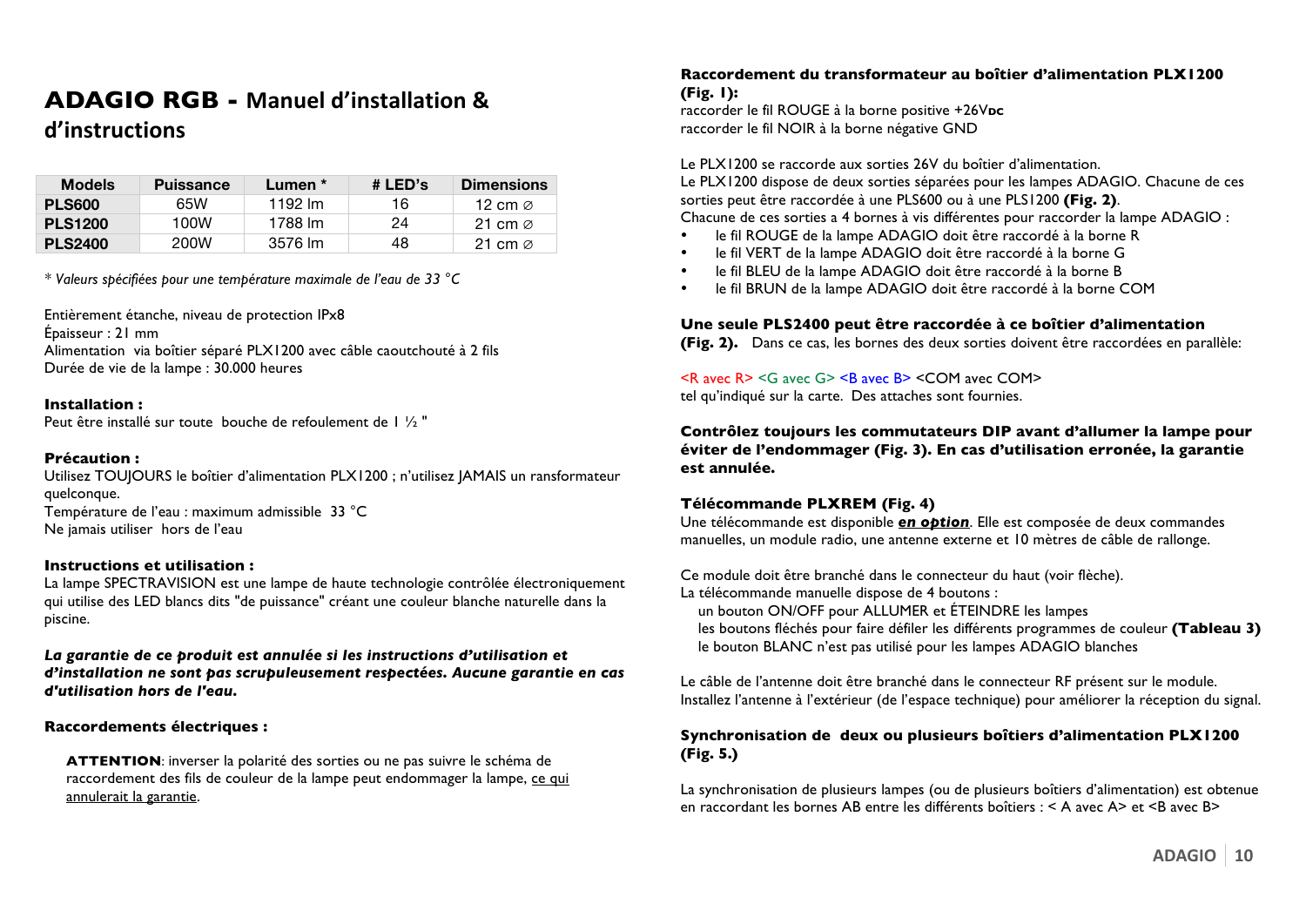# ADAGIO RGB - Manuel d'installation & d'instructions

| Models | Puissance | Lumen * | # LED's | Dimensions |
|---|---|---|---|---|
| **PLS600** | 65W | 1192 lm | 16 | 12 cm ⌀ |
| **PLS1200** | 100W | 1788 lm | 24 | 21 cm ⌀ |
| **PLS2400** | 200W | 3576 lm | 48 | 21 cm ⌀ |

*\* Valeurs spécifiées pour une température maximale de l'eau de 33 °C*

Entièrement étanche, niveau de protection IPx8
Épaisseur : 21 mm
Alimentation via boîtier séparé PLX1200 avec câble caoutchouté à 2 fils
Durée de vie de la lampe : 30.000 heures

**Installation :**
Peut être installé sur toute bouche de refoulement de 1 ½ "

**Précaution :**
Utilisez TOUJOURS le boîtier d'alimentation PLX1200 ; n'utilisez JAMAIS un ransformateur quelconque.
Température de l'eau : maximum admissible 33 °C
Ne jamais utiliser hors de l'eau

**Instructions et utilisation :**
La lampe SPECTRAVISION est une lampe de haute technologie contrôlée électroniquement qui utilise des LED blancs dits "de puissance" créant une couleur blanche naturelle dans la piscine.

***La garantie de ce produit est annulée si les instructions d'utilisation et d'installation ne sont pas scrupuleusement respectées. Aucune garantie en cas d'utilisation hors de l'eau.***

**Raccordements électriques :**

**ATTENTION**: inverser la polarité des sorties ou ne pas suivre le schéma de raccordement des fils de couleur de la lampe peut endommager la lampe, ce qui annulerait la garantie.

**Raccordement du transformateur au boîtier d'alimentation PLX1200 (Fig. 1):**
raccorder le fil ROUGE à la borne positive +26VDC
raccorder le fil NOIR à la borne négative GND

Le PLX1200 se raccorde aux sorties 26V du boîtier d'alimentation.
Le PLX1200 dispose de deux sorties séparées pour les lampes ADAGIO. Chacune de ces sorties peut être raccordée à une PLS600 ou à une PLS1200 **(Fig. 2)**.
Chacune de ces sorties a 4 bornes à vis différentes pour raccorder la lampe ADAGIO :

- le fil ROUGE de la lampe ADAGIO doit être raccordé à la borne R
- le fil VERT de la lampe ADAGIO doit être raccordé à la borne G
- le fil BLEU de la lampe ADAGIO doit être raccordé à la borne B
- le fil BRUN de la lampe ADAGIO doit être raccordé à la borne COM

**Une seule PLS2400 peut être raccordée à ce boîtier d'alimentation (Fig. 2).** Dans ce cas, les bornes des deux sorties doivent être raccordées en parallèle:

<R avec R> <G avec G> <B avec B> <COM avec COM>
tel qu'indiqué sur la carte. Des attaches sont fournies.

**Contrôlez toujours les commutateurs DIP avant d'allumer la lampe pour éviter de l'endommager (Fig. 3). En cas d'utilisation erronée, la garantie est annulée.**

**Télécommande PLXREM (Fig. 4)**
Une télécommande est disponible ***en option***. Elle est composée de deux commandes manuelles, un module radio, une antenne externe et 10 mètres de câble de rallonge.

Ce module doit être branché dans le connecteur du haut (voir flèche).
La télécommande manuelle dispose de 4 boutons :
un bouton ON/OFF pour ALLUMER et ÉTEINDRE les lampes
les boutons fléchés pour faire défiler les différents programmes de couleur **(Tableau 3)**
le bouton BLANC n'est pas utilisé pour les lampes ADAGIO blanches

Le câble de l'antenne doit être branché dans le connecteur RF présent sur le module.
Installez l'antenne à l'extérieur (de l'espace technique) pour améliorer la réception du signal.

**Synchronisation de deux ou plusieurs boîtiers d'alimentation PLX1200 (Fig. 5.)**

La synchronisation de plusieurs lampes (ou de plusieurs boîtiers d'alimentation) est obtenue en raccordant les bornes AB entre les différents boîtiers : < A avec A> et <B avec B>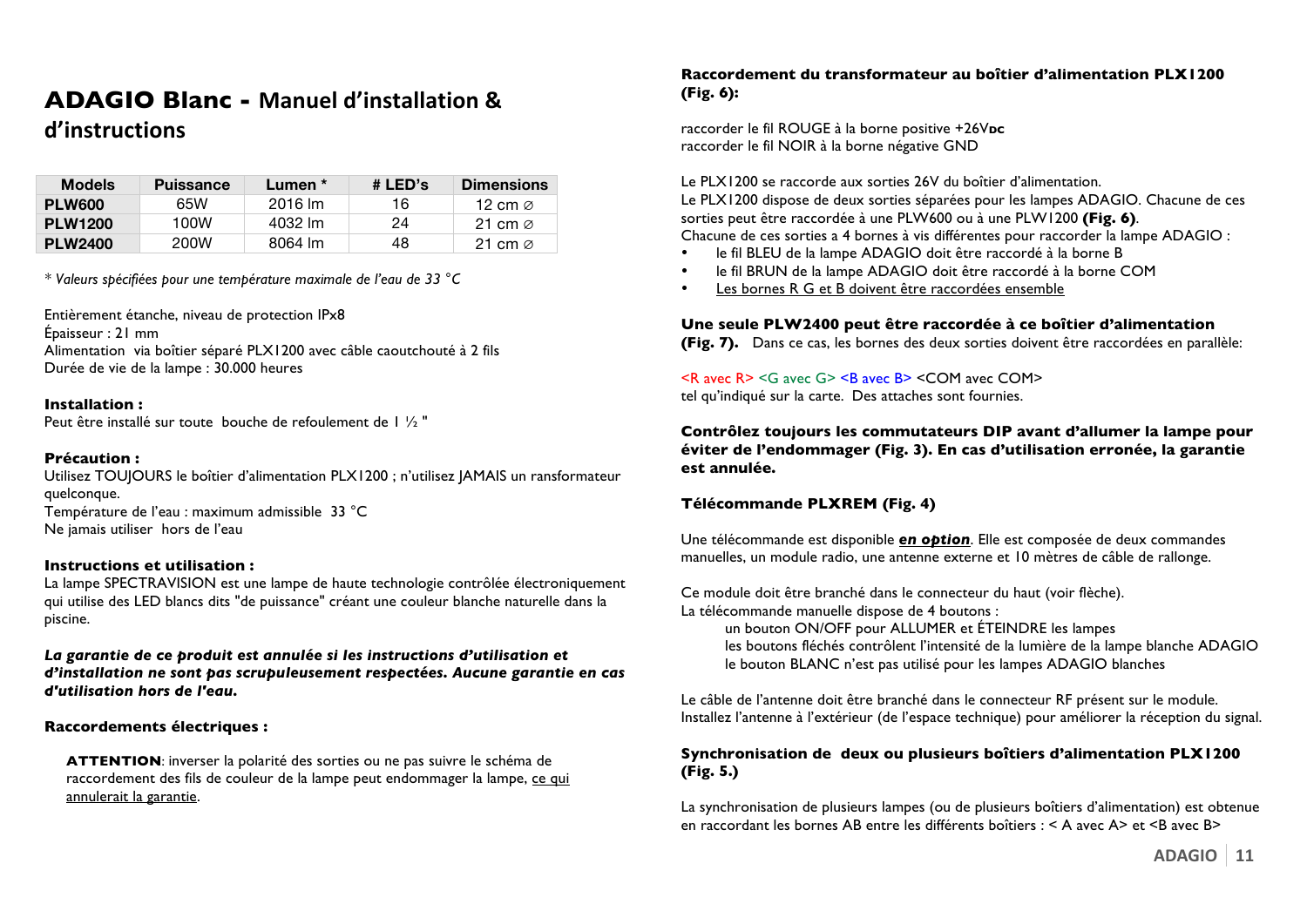# ADAGIO Blanc - Manuel d'installation & d'instructions

| Models | Puissance | Lumen * | # LED's | Dimensions |
|---|---|---|---|---|
| **PLW600** | 65W | 2016 lm | 16 | 12 cm ⌀ |
| **PLW1200** | 100W | 4032 lm | 24 | 21 cm ⌀ |
| **PLW2400** | 200W | 8064 lm | 48 | 21 cm ⌀ |

*\* Valeurs spécifiées pour une température maximale de l'eau de 33 °C*

Entièrement étanche, niveau de protection IPx8
Épaisseur : 21 mm
Alimentation via boîtier séparé PLX1200 avec câble caoutchouté à 2 fils
Durée de vie de la lampe : 30.000 heures

**Installation :**
Peut être installé sur toute bouche de refoulement de 1 ½ "

**Précaution :**
Utilisez TOUJOURS le boîtier d'alimentation PLX1200 ; n'utilisez JAMAIS un ransformateur quelconque.
Température de l'eau : maximum admissible 33 °C
Ne jamais utiliser hors de l'eau

**Instructions et utilisation :**
La lampe SPECTRAVISION est une lampe de haute technologie contrôlée électroniquement qui utilise des LED blancs dits "de puissance" créant une couleur blanche naturelle dans la piscine.

***La garantie de ce produit est annulée si les instructions d'utilisation et d'installation ne sont pas scrupuleusement respectées. Aucune garantie en cas d'utilisation hors de l'eau.***

**Raccordements électriques :**

**ATTENTION**: inverser la polarité des sorties ou ne pas suivre le schéma de raccordement des fils de couleur de la lampe peut endommager la lampe, ce qui annulerait la garantie.

**Raccordement du transformateur au boîtier d'alimentation PLX1200 (Fig. 6):**

raccorder le fil ROUGE à la borne positive +26VDC
raccorder le fil NOIR à la borne négative GND

Le PLX1200 se raccorde aux sorties 26V du boîtier d'alimentation.
Le PLX1200 dispose de deux sorties séparées pour les lampes ADAGIO. Chacune de ces sorties peut être raccordée à une PLW600 ou à une PLW1200 **(Fig. 6)**.
Chacune de ces sorties a 4 bornes à vis différentes pour raccorder la lampe ADAGIO :

- le fil BLEU de la lampe ADAGIO doit être raccordé à la borne B
- le fil BRUN de la lampe ADAGIO doit être raccordé à la borne COM
- Les bornes R G et B doivent être raccordées ensemble

**Une seule PLW2400 peut être raccordée à ce boîtier d'alimentation (Fig. 7).** Dans ce cas, les bornes des deux sorties doivent être raccordées en parallèle:

<R avec R> <G avec G> <B avec B> <COM avec COM>
tel qu'indiqué sur la carte. Des attaches sont fournies.

**Contrôlez toujours les commutateurs DIP avant d'allumer la lampe pour éviter de l'endommager (Fig. 3). En cas d'utilisation erronée, la garantie est annulée.**

**Télécommande PLXREM (Fig. 4)**

Une télécommande est disponible ***en option***. Elle est composée de deux commandes manuelles, un module radio, une antenne externe et 10 mètres de câble de rallonge.

Ce module doit être branché dans le connecteur du haut (voir flèche).
La télécommande manuelle dispose de 4 boutons :

un bouton ON/OFF pour ALLUMER et ÉTEINDRE les lampes
les boutons fléchés contrôlent l'intensité de la lumière de la lampe blanche ADAGIO
le bouton BLANC n'est pas utilisé pour les lampes ADAGIO blanches

Le câble de l'antenne doit être branché dans le connecteur RF présent sur le module.
Installez l'antenne à l'extérieur (de l'espace technique) pour améliorer la réception du signal.

**Synchronisation de deux ou plusieurs boîtiers d'alimentation PLX1200 (Fig. 5.)**

La synchronisation de plusieurs lampes (ou de plusieurs boîtiers d'alimentation) est obtenue en raccordant les bornes AB entre les différents boîtiers : < A avec A> et <B avec B>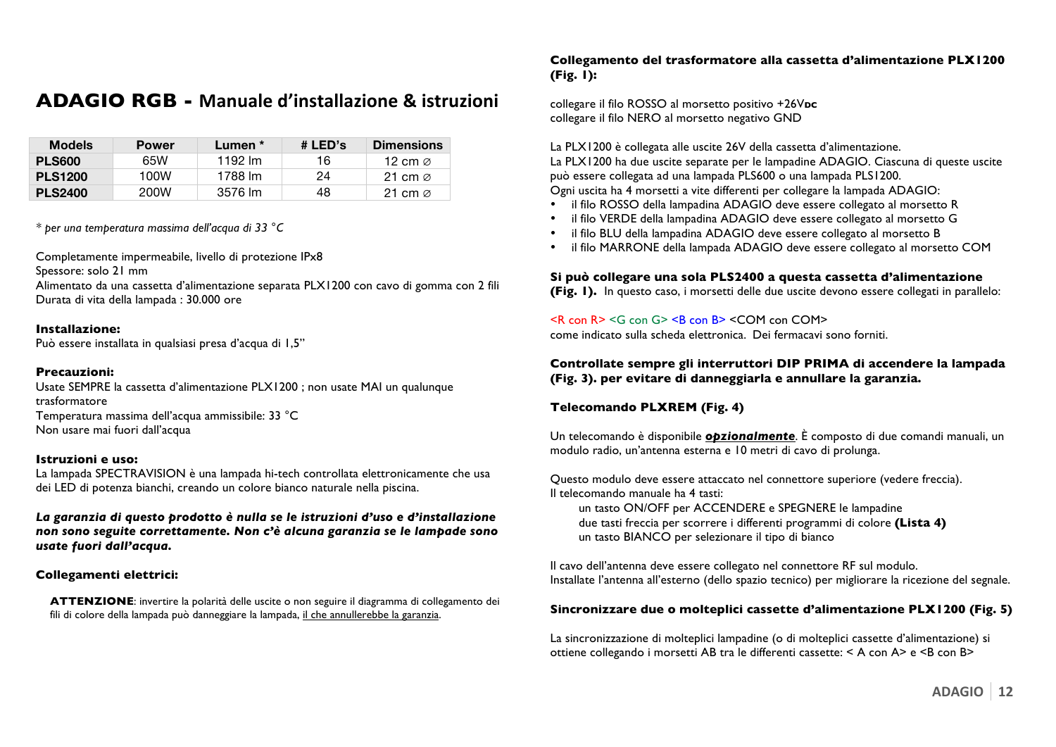# ADAGIO RGB - Manuale d'installazione & istruzioni

| Models | Power | Lumen * | # LED's | Dimensions |
|---|---|---|---|---|
| **PLS600** | 65W | 1192 lm | 16 | 12 cm ⌀ |
| **PLS1200** | 100W | 1788 lm | 24 | 21 cm ⌀ |
| **PLS2400** | 200W | 3576 lm | 48 | 21 cm ⌀ |

*\* per una temperatura massima dell'acqua di 33 °C*

Completamente impermeabile, livello di protezione IPx8
Spessore: solo 21 mm
Alimentato da una cassetta d'alimentazione separata PLX1200 con cavo di gomma con 2 fili
Durata di vita della lampada : 30.000 ore

**Installazione:**
Può essere installata in qualsiasi presa d'acqua di 1,5"

**Precauzioni:**
Usate SEMPRE la cassetta d'alimentazione PLX1200 ; non usate MAI un qualunque trasformatore
Temperatura massima dell'acqua ammissibile: 33 °C
Non usare mai fuori dall'acqua

**Istruzioni e uso:**
La lampada SPECTRAVISION è una lampada hi-tech controllata elettronicamente che usa dei LED di potenza bianchi, creando un colore bianco naturale nella piscina.

***La garanzia di questo prodotto è nulla se le istruzioni d'uso e d'installazione non sono seguite correttamente. Non c'è alcuna garanzia se le lampade sono usate fuori dall'acqua.***

**Collegamenti elettrici:**

**ATTENZIONE**: invertire la polarità delle uscite o non seguire il diagramma di collegamento dei fili di colore della lampada può danneggiare la lampada, il che annullerebbe la garanzia.

**Collegamento del trasformatore alla cassetta d'alimentazione PLX1200 (Fig. 1):**

collegare il filo ROSSO al morsetto positivo +26V DC
collegare il filo NERO al morsetto negativo GND

La PLX1200 è collegata alle uscite 26V della cassetta d'alimentazione.
La PLX1200 ha due uscite separate per le lampadine ADAGIO. Ciascuna di queste uscite può essere collegata ad una lampada PLS600 o una lampada PLS1200.
Ogni uscita ha 4 morsetti a vite differenti per collegare la lampada ADAGIO:

- il filo ROSSO della lampadina ADAGIO deve essere collegato al morsetto R
- il filo VERDE della lampadina ADAGIO deve essere collegato al morsetto G
- il filo BLU della lampadina ADAGIO deve essere collegato al morsetto B
- il filo MARRONE della lampada ADAGIO deve essere collegato al morsetto COM

**Si può collegare una sola PLS2400 a questa cassetta d'alimentazione (Fig. 1).** In questo caso, i morsetti delle due uscite devono essere collegati in parallelo:

<R con R> <G con G> <B con B> <COM con COM>
come indicato sulla scheda elettronica. Dei fermacavi sono forniti.

**Controllate sempre gli interruttori DIP PRIMA di accendere la lampada (Fig. 3). per evitare di danneggiarla e annullare la garanzia.**

**Telecomando PLXREM (Fig. 4)**

Un telecomando è disponibile ***opzionalmente***. È composto di due comandi manuali, un modulo radio, un'antenna esterna e 10 metri di cavo di prolunga.

Questo modulo deve essere attaccato nel connettore superiore (vedere freccia).
Il telecomando manuale ha 4 tasti:

un tasto ON/OFF per ACCENDERE e SPEGNERE le lampadine
due tasti freccia per scorrere i differenti programmi di colore **(Lista 4)**
un tasto BIANCO per selezionare il tipo di bianco

Il cavo dell'antenna deve essere collegato nel connettore RF sul modulo.
Installate l'antenna all'esterno (dello spazio tecnico) per migliorare la ricezione del segnale.

**Sincronizzare due o molteplici cassette d'alimentazione PLX1200 (Fig. 5)**

La sincronizzazione di molteplici lampadine (o di molteplici cassette d'alimentazione) si ottiene collegando i morsetti AB tra le differenti cassette: < A con A> e <B con B>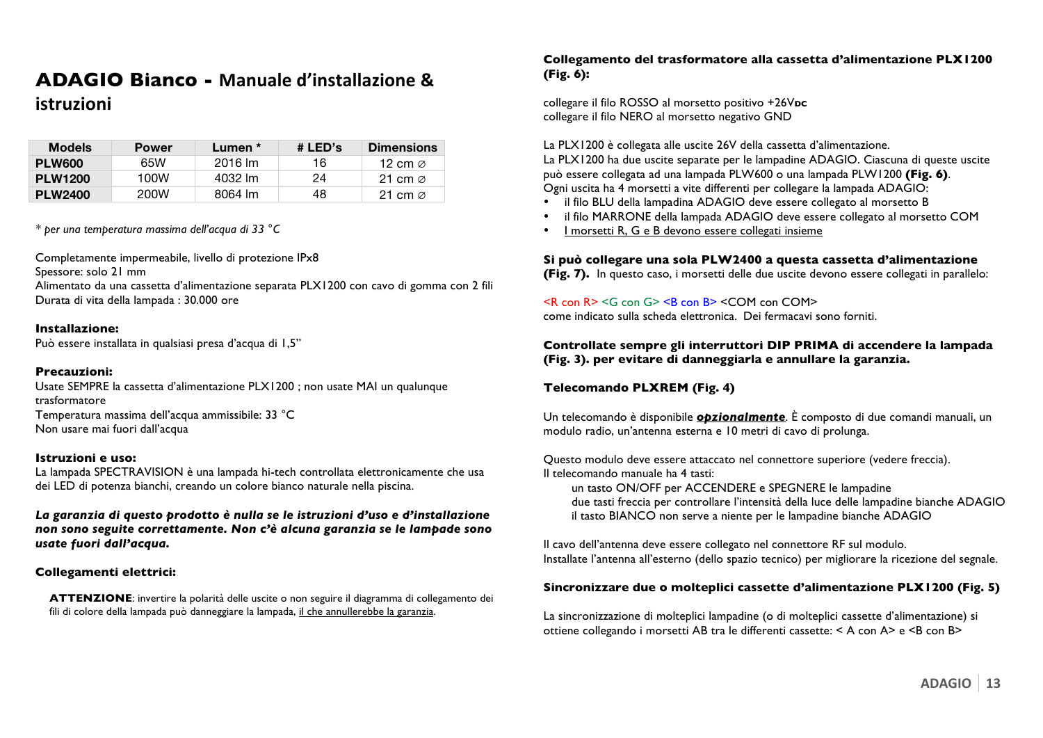# ADAGIO Bianco - Manuale d'installazione & istruzioni

| Models | Power | Lumen * | # LED's | Dimensions |
|---|---|---|---|---|
| **PLW600** | 65W | 2016 lm | 16 | 12 cm ∅ |
| **PLW1200** | 100W | 4032 lm | 24 | 21 cm ∅ |
| **PLW2400** | 200W | 8064 lm | 48 | 21 cm ∅ |

*\* per una temperatura massima dell'acqua di 33 °C*

Completamente impermeabile, livello di protezione IPx8
Spessore: solo 21 mm
Alimentato da una cassetta d'alimentazione separata PLX1200 con cavo di gomma con 2 fili
Durata di vita della lampada : 30.000 ore

**Installazione:**
Può essere installata in qualsiasi presa d'acqua di 1,5"

**Precauzioni:**
Usate SEMPRE la cassetta d'alimentazione PLX1200 ; non usate MAI un qualunque trasformatore
Temperatura massima dell'acqua ammissibile: 33 °C
Non usare mai fuori dall'acqua

**Istruzioni e uso:**
La lampada SPECTRAVISION è una lampada hi-tech controllata elettronicamente che usa dei LED di potenza bianchi, creando un colore bianco naturale nella piscina.

***La garanzia di questo prodotto è nulla se le istruzioni d'uso e d'installazione non sono seguite correttamente. Non c'è alcuna garanzia se le lampade sono usate fuori dall'acqua.***

**Collegamenti elettrici:**

**ATTENZIONE**: invertire la polarità delle uscite o non seguire il diagramma di collegamento dei fili di colore della lampada può danneggiare la lampada, il che annullerebbe la garanzia.

**Collegamento del trasformatore alla cassetta d'alimentazione PLX1200 (Fig. 6):**

collegare il filo ROSSO al morsetto positivo +26V DC
collegare il filo NERO al morsetto negativo GND

La PLX1200 è collegata alle uscite 26V della cassetta d'alimentazione.
La PLX1200 ha due uscite separate per le lampadine ADAGIO. Ciascuna di queste uscite può essere collegata ad una lampada PLW600 o una lampada PLW1200 **(Fig. 6)**.
Ogni uscita ha 4 morsetti a vite differenti per collegare la lampada ADAGIO:

- il filo BLU della lampadina ADAGIO deve essere collegato al morsetto B
- il filo MARRONE della lampada ADAGIO deve essere collegato al morsetto COM
- I morsetti R, G e B devono essere collegati insieme

**Si può collegare una sola PLW2400 a questa cassetta d'alimentazione (Fig. 7).** In questo caso, i morsetti delle due uscite devono essere collegati in parallelo:

<R con R> <G con G> <B con B> <COM con COM>
come indicato sulla scheda elettronica. Dei fermacavi sono forniti.

**Controllate sempre gli interruttori DIP PRIMA di accendere la lampada (Fig. 3). per evitare di danneggiarla e annullare la garanzia.**

**Telecomando PLXREM (Fig. 4)**

Un telecomando è disponibile ***opzionalmente***. È composto di due comandi manuali, un modulo radio, un'antenna esterna e 10 metri di cavo di prolunga.

Questo modulo deve essere attaccato nel connettore superiore (vedere freccia).
Il telecomando manuale ha 4 tasti:

un tasto ON/OFF per ACCENDERE e SPEGNERE le lampadine
due tasti freccia per controllare l'intensità della luce delle lampadine bianche ADAGIO
il tasto BIANCO non serve a niente per le lampadine bianche ADAGIO

Il cavo dell'antenna deve essere collegato nel connettore RF sul modulo.
Installate l'antenna all'esterno (dello spazio tecnico) per migliorare la ricezione del segnale.

**Sincronizzare due o molteplici cassette d'alimentazione PLX1200 (Fig. 5)**

La sincronizzazione di molteplici lampadine (o di molteplici cassette d'alimentazione) si ottiene collegando i morsetti AB tra le differenti cassette: < A con A> e <B con B>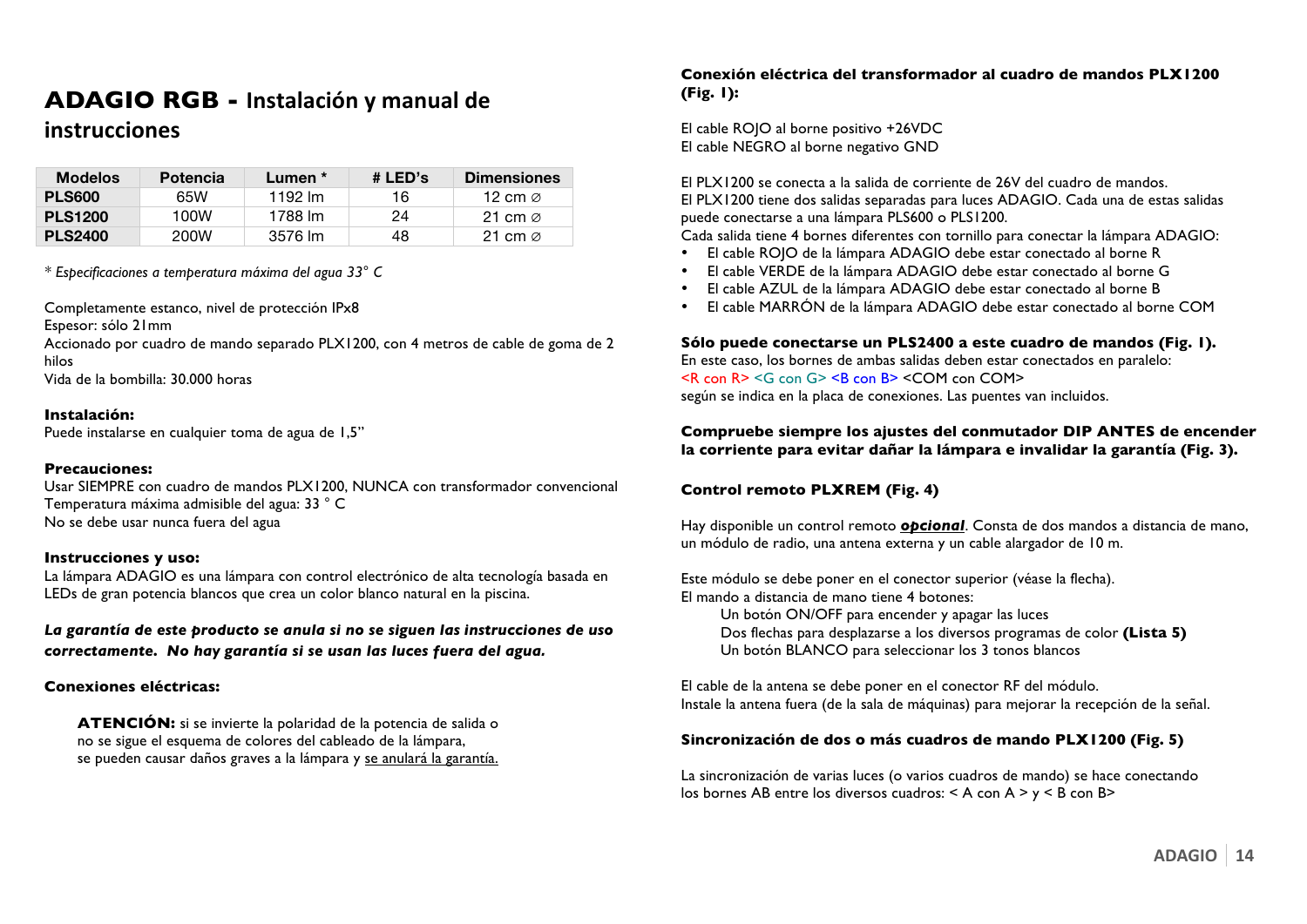# ADAGIO RGB - Instalación y manual de instrucciones

| Modelos | Potencia | Lumen * | # LED's | Dimensiones |
|---|---|---|---|---|
| **PLS600** | 65W | 1192 lm | 16 | 12 cm ⌀ |
| **PLS1200** | 100W | 1788 lm | 24 | 21 cm ⌀ |
| **PLS2400** | 200W | 3576 lm | 48 | 21 cm ⌀ |

* *Especificaciones a temperatura máxima del agua 33° C*

Completamente estanco, nivel de protección IPx8
Espesor: sólo 21mm
Accionado por cuadro de mando separado PLX1200, con 4 metros de cable de goma de 2 hilos
Vida de la bombilla: 30.000 horas

**Instalación:**
Puede instalarse en cualquier toma de agua de 1,5"

**Precauciones:**
Usar SIEMPRE con cuadro de mandos PLX1200, NUNCA con transformador convencional
Temperatura máxima admisible del agua: 33 ° C
No se debe usar nunca fuera del agua

**Instrucciones y uso:**
La lámpara ADAGIO es una lámpara con control electrónico de alta tecnología basada en LEDs de gran potencia blancos que crea un color blanco natural en la piscina.

***La garantía de este producto se anula si no se siguen las instrucciones de uso correctamente. No hay garantía si se usan las luces fuera del agua.***

**Conexiones eléctricas:**

> **ATENCIÓN:** si se invierte la polaridad de la potencia de salida o no se sigue el esquema de colores del cableado de la lámpara, se pueden causar daños graves a la lámpara y se anulará la garantía.

**Conexión eléctrica del transformador al cuadro de mandos PLX1200 (Fig. 1):**

El cable ROJO al borne positivo +26VDC
El cable NEGRO al borne negativo GND

El PLX1200 se conecta a la salida de corriente de 26V del cuadro de mandos.
El PLX1200 tiene dos salidas separadas para luces ADAGIO. Cada una de estas salidas puede conectarse a una lámpara PLS600 o PLS1200.
Cada salida tiene 4 bornes diferentes con tornillo para conectar la lámpara ADAGIO:

- El cable ROJO de la lámpara ADAGIO debe estar conectado al borne R
- El cable VERDE de la lámpara ADAGIO debe estar conectado al borne G
- El cable AZUL de la lámpara ADAGIO debe estar conectado al borne B
- El cable MARRÓN de la lámpara ADAGIO debe estar conectado al borne COM

**Sólo puede conectarse un PLS2400 a este cuadro de mandos (Fig. 1).**
En este caso, los bornes de ambas salidas deben estar conectados en paralelo:
<R con R> <G con G> <B con B> <COM con COM>
según se indica en la placa de conexiones. Las puentes van incluidos.

**Compruebe siempre los ajustes del conmutador DIP ANTES de encender la corriente para evitar dañar la lámpara e invalidar la garantía (Fig. 3).**

**Control remoto PLXREM (Fig. 4)**

Hay disponible un control remoto ***opcional***. Consta de dos mandos a distancia de mano, un módulo de radio, una antena externa y un cable alargador de 10 m.

Este módulo se debe poner en el conector superior (véase la flecha).
El mando a distancia de mano tiene 4 botones:

Un botón ON/OFF para encender y apagar las luces
Dos flechas para desplazarse a los diversos programas de color **(Lista 5)**
Un botón BLANCO para seleccionar los 3 tonos blancos

El cable de la antena se debe poner en el conector RF del módulo.
Instale la antena fuera (de la sala de máquinas) para mejorar la recepción de la señal.

**Sincronización de dos o más cuadros de mando PLX1200 (Fig. 5)**

La sincronización de varias luces (o varios cuadros de mando) se hace conectando los bornes AB entre los diversos cuadros: < A con A > y < B con B>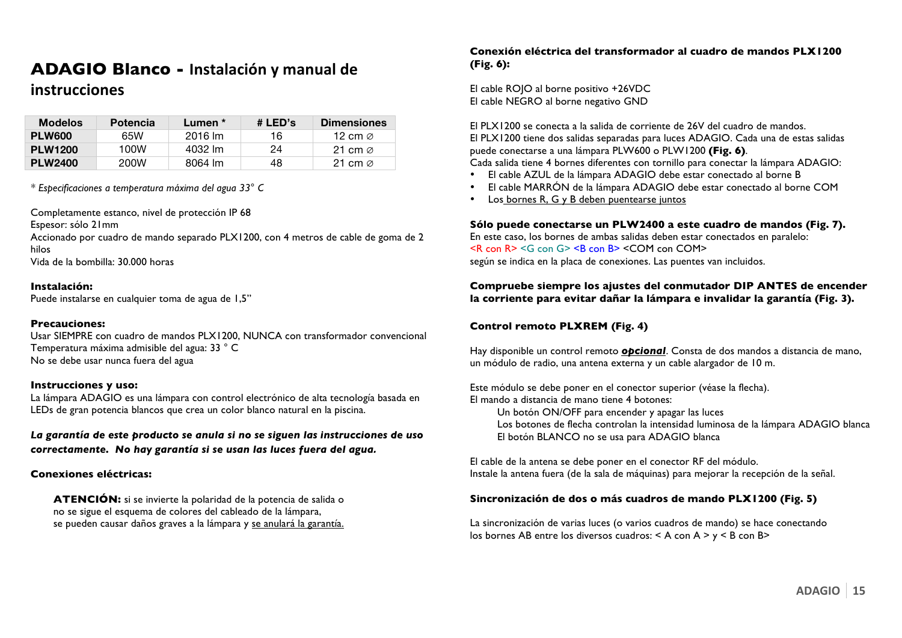# **ADAGIO Blanco -** Instalación y manual de instrucciones

| Modelos | Potencia | Lumen * | # LED's | Dimensiones |
|---|---|---|---|---|
| **PLW600** | 65W | 2016 lm | 16 | 12 cm ⌀ |
| **PLW1200** | 100W | 4032 lm | 24 | 21 cm ⌀ |
| **PLW2400** | 200W | 8064 lm | 48 | 21 cm ⌀ |

* *Especificaciones a temperatura máxima del agua 33° C*

Completamente estanco, nivel de protección IP 68
Espesor: sólo 21mm
Accionado por cuadro de mando separado PLX1200, con 4 metros de cable de goma de 2 hilos
Vida de la bombilla: 30.000 horas

**Instalación:**
Puede instalarse en cualquier toma de agua de 1,5"

**Precauciones:**
Usar SIEMPRE con cuadro de mandos PLX1200, NUNCA con transformador convencional
Temperatura máxima admisible del agua: 33 ° C
No se debe usar nunca fuera del agua

**Instrucciones y uso:**
La lámpara ADAGIO es una lámpara con control electrónico de alta tecnología basada en LEDs de gran potencia blancos que crea un color blanco natural en la piscina.

***La garantía de este producto se anula si no se siguen las instrucciones de uso correctamente. No hay garantía si se usan las luces fuera del agua.***

**Conexiones eléctricas:**

> **ATENCIÓN:** si se invierte la polaridad de la potencia de salida o no se sigue el esquema de colores del cableado de la lámpara, se pueden causar daños graves a la lámpara y se anulará la garantía.

**Conexión eléctrica del transformador al cuadro de mandos PLX1200 (Fig. 6):**

El cable ROJO al borne positivo +26VDC
El cable NEGRO al borne negativo GND

El PLX1200 se conecta a la salida de corriente de 26V del cuadro de mandos.
El PLX1200 tiene dos salidas separadas para luces ADAGIO. Cada una de estas salidas puede conectarse a una lámpara PLW600 o PLW1200 **(Fig. 6)**.
Cada salida tiene 4 bornes diferentes con tornillo para conectar la lámpara ADAGIO:

- El cable AZUL de la lámpara ADAGIO debe estar conectado al borne B
- El cable MARRÓN de la lámpara ADAGIO debe estar conectado al borne COM
- Los bornes R, G y B deben puentearse juntos

**Sólo puede conectarse un PLW2400 a este cuadro de mandos (Fig. 7).**
En este caso, los bornes de ambas salidas deben estar conectados en paralelo:
<R con R> <G con G> <B con B> <COM con COM>
según se indica en la placa de conexiones. Las puentes van incluidos.

**Compruebe siempre los ajustes del conmutador DIP ANTES de encender la corriente para evitar dañar la lámpara e invalidar la garantía (Fig. 3).**

**Control remoto PLXREM (Fig. 4)**

Hay disponible un control remoto ***opcional***. Consta de dos mandos a distancia de mano, un módulo de radio, una antena externa y un cable alargador de 10 m.

Este módulo se debe poner en el conector superior (véase la flecha).
El mando a distancia de mano tiene 4 botones:

Un botón ON/OFF para encender y apagar las luces
Los botones de flecha controlan la intensidad luminosa de la lámpara ADAGIO blanca
El botón BLANCO no se usa para ADAGIO blanca

El cable de la antena se debe poner en el conector RF del módulo.
Instale la antena fuera (de la sala de máquinas) para mejorar la recepción de la señal.

**Sincronización de dos o más cuadros de mando PLX1200 (Fig. 5)**

La sincronización de varias luces (o varios cuadros de mando) se hace conectando los bornes AB entre los diversos cuadros: < A con A > y < B con B>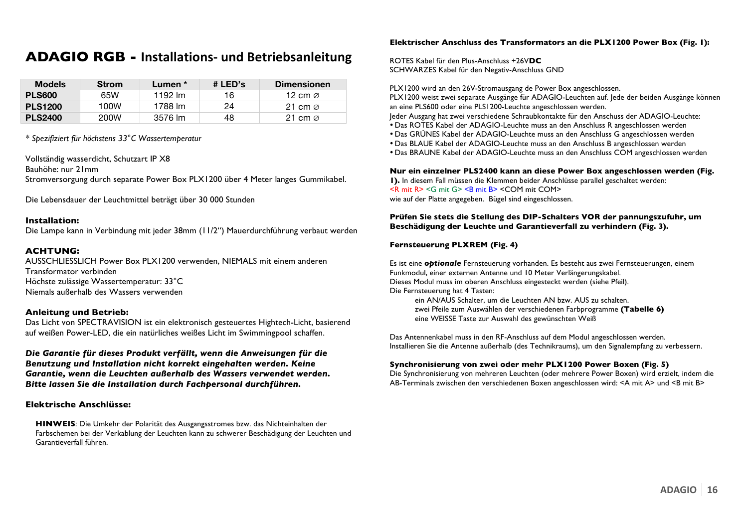# ADAGIO RGB - Installations- und Betriebsanleitung

| Models | Strom | Lumen * | # LED's | Dimensionen |
|---|---|---|---|---|
| **PLS600** | 65W | 1192 lm | 16 | 12 cm ∅ |
| **PLS1200** | 100W | 1788 lm | 24 | 21 cm ∅ |
| **PLS2400** | 200W | 3576 lm | 48 | 21 cm ∅ |

*\* Spezifiziert für höchstens 33°C Wassertemperatur*

Vollständig wasserdicht, Schutzart IP X8
Bauhöhe: nur 21mm
Stromversorgung durch separate Power Box PLX1200 über 4 Meter langes Gummikabel.

Die Lebensdauer der Leuchtmittel beträgt über 30 000 Stunden

### Installation:

Die Lampe kann in Verbindung mit jeder 38mm (11/2") Mauerdurchführung verbaut werden

### ACHTUNG:

AUSSCHLIESSLICH Power Box PLX1200 verwenden, NIEMALS mit einem anderen Transformator verbinden
Höchste zulässige Wassertemperatur: 33°C
Niemals außerhalb des Wassers verwenden

### Anleitung und Betrieb:

Das Licht von SPECTRAVISION ist ein elektronisch gesteuertes Hightech-Licht, basierend auf weißen Power-LED, die ein natürliches weißes Licht im Swimmingpool schaffen.

***Die Garantie für dieses Produkt verfällt, wenn die Anweisungen für die Benutzung und Installation nicht korrekt eingehalten werden. Keine Garantie, wenn die Leuchten außerhalb des Wassers verwendet werden. Bitte lassen Sie die Installation durch Fachpersonal durchführen.***

### Elektrische Anschlüsse:

**HINWEIS**: Die Umkehr der Polarität des Ausgangsstromes bzw. das Nichteinhalten der Farbschemen bei der Verkablung der Leuchten kann zu schwerer Beschädigung der Leuchten und Garantieverfall führen.

### Elektrischer Anschluss des Transformators an die PLX1200 Power Box (Fig. 1):

ROTES Kabel für den Plus-Anschluss +26V**DC**
SCHWARZES Kabel für den Negativ-Anschluss GND

PLX1200 wird an den 26V-Stromausgang de Power Box angeschlossen.
PLX1200 weist zwei separate Ausgänge für ADAGIO-Leuchten auf. Jede der beiden Ausgänge können an eine PLS600 oder eine PLS1200-Leuchte angeschlossen werden.
Jeder Ausgang hat zwei verschiedene Schraubkontakte für den Anschluss der ADAGIO-Leuchte:

- Das ROTES Kabel der ADAGIO-Leuchte muss an den Anschluss R angeschlossen werden
- Das GRÜNES Kabel der ADAGIO-Leuchte muss an den Anschluss G angeschlossen werden
- Das BLAUE Kabel der ADAGIO-Leuchte muss an den Anschluss B angeschlossen werden
- Das BRAUNE Kabel der ADAGIO-Leuchte muss an den Anschluss COM angeschlossen werden

**Nur ein einzelner PLS2400 kann an diese Power Box angeschlossen werden (Fig. 1).** In diesem Fall müssen die Klemmen beider Anschlüsse parallel geschaltet werden:
<R mit R> <G mit G> <B mit B> <COM mit COM>
wie auf der Platte angegeben. Bügel sind eingeschlossen.

**Prüfen Sie stets die Stellung des DIP-Schalters VOR der pannungszufuhr, um Beschädigung der Leuchte und Garantieverfall zu verhindern (Fig. 3).**

### Fernsteuerung PLXREM (Fig. 4)

Es ist eine ***optionale*** Fernsteuerung vorhanden. Es besteht aus zwei Fernsteuerungen, einem Funkmodul, einer externen Antenne und 10 Meter Verlängerungskabel.
Dieses Modul muss im oberen Anschluss eingesteckt werden (siehe Pfeil).
Die Fernsteuerung hat 4 Tasten:

ein AN/AUS Schalter, um die Leuchten AN bzw. AUS zu schalten.
zwei Pfeile zum Auswählen der verschiedenen Farbprogramme **(Tabelle 6)**
eine WEISSE Taste zur Auswahl des gewünschten Weiß

Das Antennenkabel muss in den RF-Anschluss auf dem Modul angeschlossen werden.
Installieren Sie die Antenne außerhalb (des Technikraums), um den Signalempfang zu verbessern.

### Synchronisierung von zwei oder mehr PLX1200 Power Boxen (Fig. 5)

Die Synchronisierung von mehreren Leuchten (oder mehrere Power Boxen) wird erzielt, indem die AB-Terminals zwischen den verschiedenen Boxen angeschlossen wird: <A mit A> und <B mit B>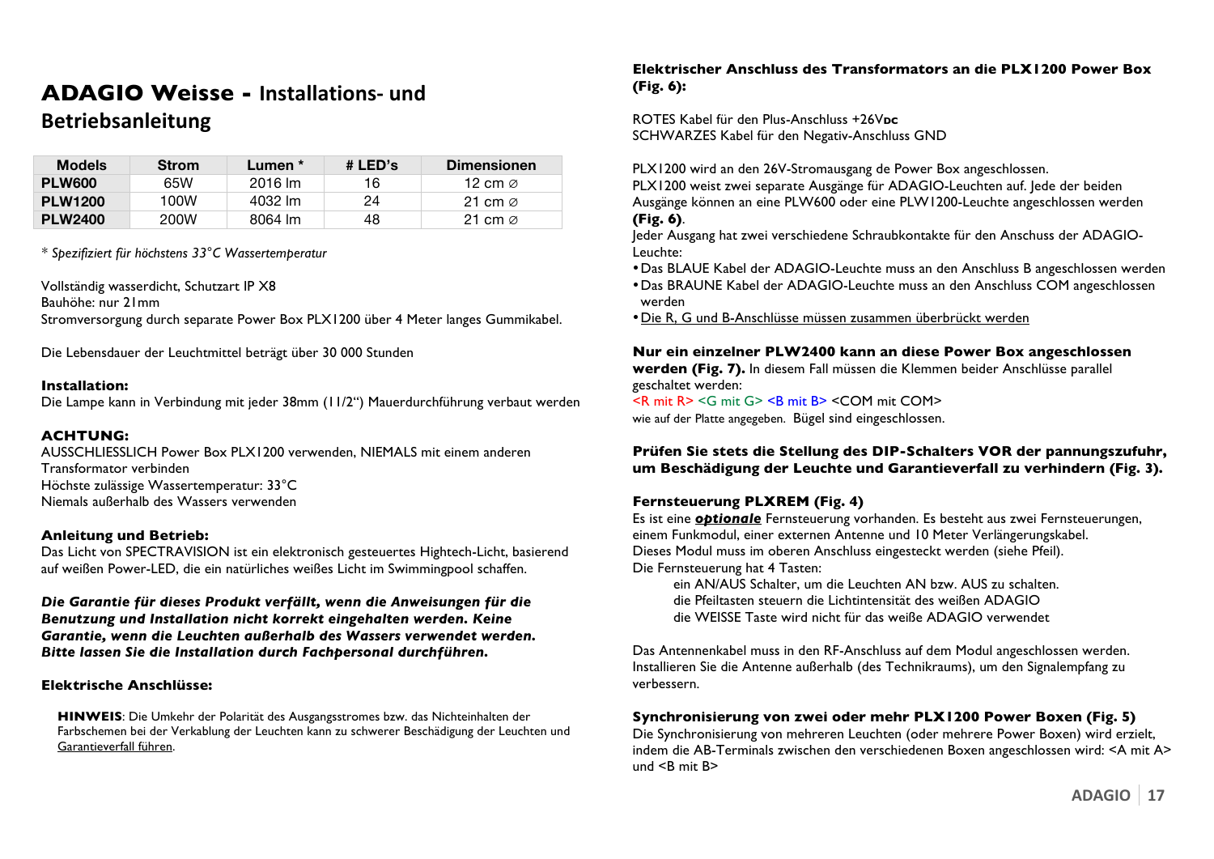# ADAGIO Weisse - Installations- und Betriebsanleitung

| Models | Strom | Lumen * | # LED's | Dimensionen |
|---|---|---|---|---|
| **PLW600** | 65W | 2016 lm | 16 | 12 cm ∅ |
| **PLW1200** | 100W | 4032 lm | 24 | 21 cm ∅ |
| **PLW2400** | 200W | 8064 lm | 48 | 21 cm ∅ |

* *Spezifiziert für höchstens 33°C Wassertemperatur*

Vollständig wasserdicht, Schutzart IP X8
Bauhöhe: nur 21mm
Stromversorgung durch separate Power Box PLX1200 über 4 Meter langes Gummikabel.

Die Lebensdauer der Leuchtmittel beträgt über 30 000 Stunden

**Installation:**
Die Lampe kann in Verbindung mit jeder 38mm (11/2") Mauerdurchführung verbaut werden

**ACHTUNG:**
AUSSCHLIESSLICH Power Box PLX1200 verwenden, NIEMALS mit einem anderen Transformator verbinden
Höchste zulässige Wassertemperatur: 33°C
Niemals außerhalb des Wassers verwenden

**Anleitung und Betrieb:**
Das Licht von SPECTRAVISION ist ein elektronisch gesteuertes Hightech-Licht, basierend auf weißen Power-LED, die ein natürliches weißes Licht im Swimmingpool schaffen.

***Die Garantie für dieses Produkt verfällt, wenn die Anweisungen für die Benutzung und Installation nicht korrekt eingehalten werden. Keine Garantie, wenn die Leuchten außerhalb des Wassers verwendet werden. Bitte lassen Sie die Installation durch Fachpersonal durchführen.***

**Elektrische Anschlüsse:**

**HINWEIS**: Die Umkehr der Polarität des Ausgangsstromes bzw. das Nichteinhalten der Farbschemen bei der Verkablung der Leuchten kann zu schwerer Beschädigung der Leuchten und Garantieverfall führen.

**Elektrischer Anschluss des Transformators an die PLX1200 Power Box (Fig. 6):**

ROTES Kabel für den Plus-Anschluss +26VDC
SCHWARZES Kabel für den Negativ-Anschluss GND

PLX1200 wird an den 26V-Stromausgang de Power Box angeschlossen.
PLX1200 weist zwei separate Ausgänge für ADAGIO-Leuchten auf. Jede der beiden Ausgänge können an eine PLW600 oder eine PLW1200-Leuchte angeschlossen werden **(Fig. 6)**.
Jeder Ausgang hat zwei verschiedene Schraubkontakte für den Anschuss der ADAGIO-Leuchte:

- Das BLAUE Kabel der ADAGIO-Leuchte muss an den Anschluss B angeschlossen werden
- Das BRAUNE Kabel der ADAGIO-Leuchte muss an den Anschluss COM angeschlossen werden
- Die R, G und B-Anschlüsse müssen zusammen überbrückt werden

**Nur ein einzelner PLW2400 kann an diese Power Box angeschlossen werden (Fig. 7).** In diesem Fall müssen die Klemmen beider Anschlüsse parallel geschaltet werden:
<R mit R> <G mit G> <B mit B> <COM mit COM>
wie auf der Platte angegeben. Bügel sind eingeschlossen.

**Prüfen Sie stets die Stellung des DIP-Schalters VOR der pannungszufuhr, um Beschädigung der Leuchte und Garantieverfall zu verhindern (Fig. 3).**

**Fernsteuerung PLXREM (Fig. 4)**
Es ist eine ***optionale*** Fernsteuerung vorhanden. Es besteht aus zwei Fernsteuerungen, einem Funkmodul, einer externen Antenne und 10 Meter Verlängerungskabel.
Dieses Modul muss im oberen Anschluss eingesteckt werden (siehe Pfeil).
Die Fernsteuerung hat 4 Tasten:

ein AN/AUS Schalter, um die Leuchten AN bzw. AUS zu schalten.
die Pfeiltasten steuern die Lichtintensität des weißen ADAGIO
die WEISSE Taste wird nicht für das weiße ADAGIO verwendet

Das Antennenkabel muss in den RF-Anschluss auf dem Modul angeschlossen werden. Installieren Sie die Antenne außerhalb (des Technikraums), um den Signalempfang zu verbessern.

**Synchronisierung von zwei oder mehr PLX1200 Power Boxen (Fig. 5)**
Die Synchronisierung von mehreren Leuchten (oder mehrere Power Boxen) wird erzielt, indem die AB-Terminals zwischen den verschiedenen Boxen angeschlossen wird: <A mit A> und <B mit B>